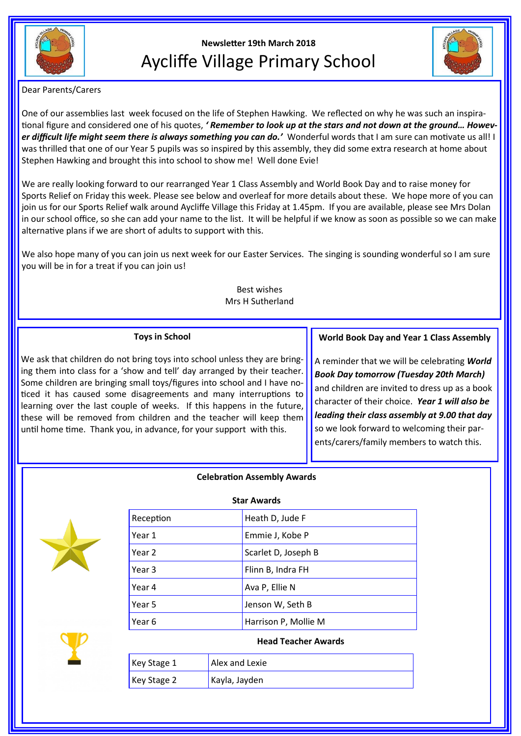Newsletter 19th March 2018

# Aycliffe Village Primary School

Dear Parents/Carers

One of our assemblies last week focused on the life of Stephen Hawking. We reflected on why he was such an inspirational figure and considered one of his quotes, ***' Remember to look up at the stars and not down at the ground… However difficult life might seem there is always something you can do.'*** Wonderful words that I am sure can motivate us all! I was thrilled that one of our Year 5 pupils was so inspired by this assembly, they did some extra research at home about Stephen Hawking and brought this into school to show me! Well done Evie!

We are really looking forward to our rearranged Year 1 Class Assembly and World Book Day and to raise money for Sports Relief on Friday this week. Please see below and overleaf for more details about these. We hope more of you can join us for our Sports Relief walk around Aycliffe Village this Friday at 1.45pm. If you are available, please see Mrs Dolan in our school office, so she can add your name to the list. It will be helpful if we know as soon as possible so we can make alternative plans if we are short of adults to support with this.

We also hope many of you can join us next week for our Easter Services. The singing is sounding wonderful so I am sure you will be in for a treat if you can join us!

Best wishes
Mrs H Sutherland

## Toys in School

We ask that children do not bring toys into school unless they are bringing them into class for a 'show and tell' day arranged by their teacher. Some children are bringing small toys/figures into school and I have noticed it has caused some disagreements and many interruptions to learning over the last couple of weeks. If this happens in the future, these will be removed from children and the teacher will keep them until home time. Thank you, in advance, for your support with this.

## World Book Day and Year 1 Class Assembly

A reminder that we will be celebrating ***World Book Day tomorrow (Tuesday 20th March)*** and children are invited to dress up as a book character of their choice. ***Year 1 will also be leading their class assembly at 9.00 that day*** so we look forward to welcoming their parents/carers/family members to watch this.

## Celebration Assembly Awards

### Star Awards

| | |
|---|---|
| Reception | Heath D, Jude F |
| Year 1 | Emmie J, Kobe P |
| Year 2 | Scarlet D, Joseph B |
| Year 3 | Flinn B, Indra FH |
| Year 4 | Ava P, Ellie N |
| Year 5 | Jenson W, Seth B |
| Year 6 | Harrison P, Mollie M |

### Head Teacher Awards

| | |
|---|---|
| Key Stage 1 | Alex and Lexie |
| Key Stage 2 | Kayla, Jayden |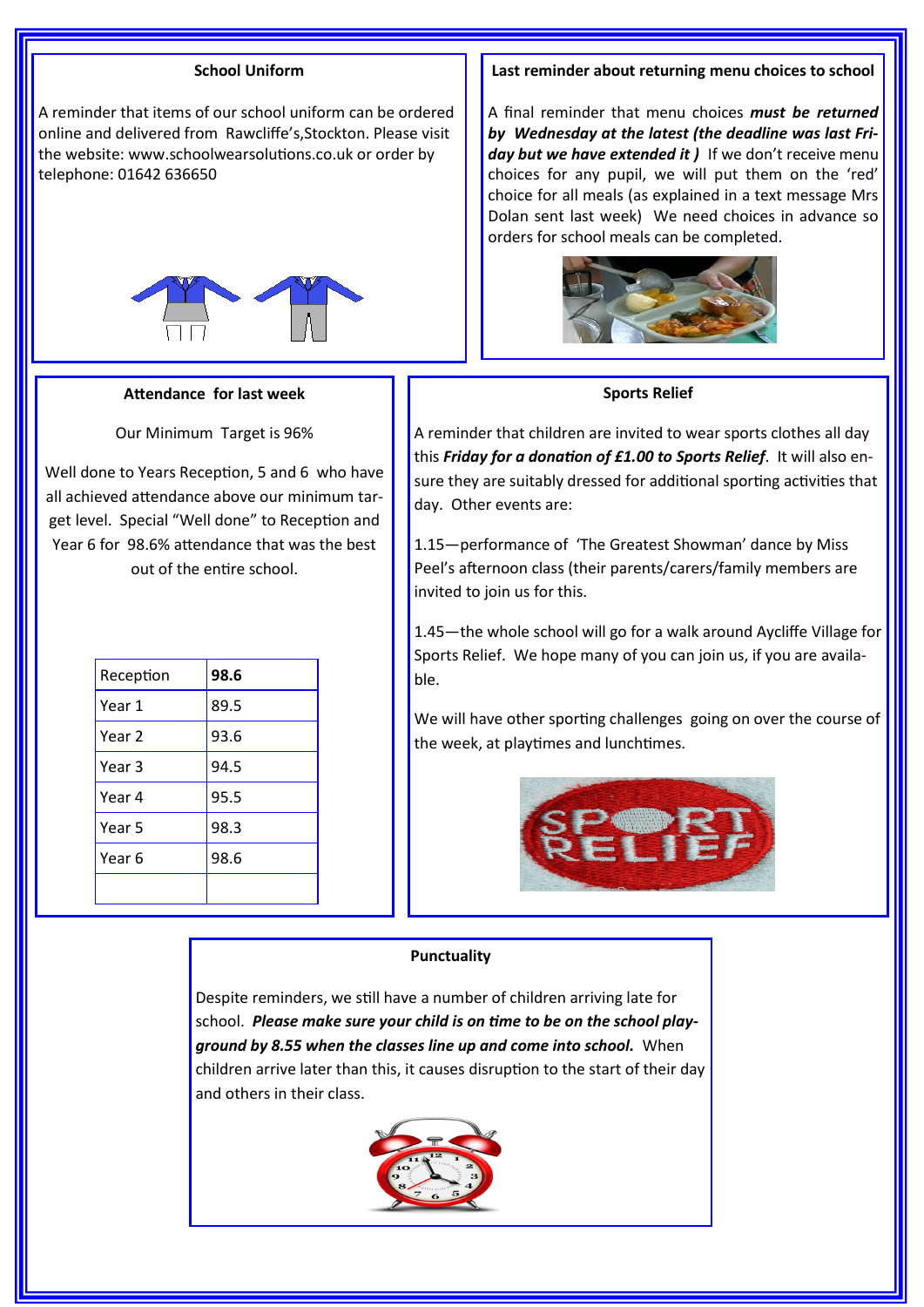## School Uniform

A reminder that items of our school uniform can be ordered online and delivered from Rawcliffe's,Stockton. Please visit the website: www.schoolwearsolutions.co.uk or order by telephone: 01642 636650

## Last reminder about returning menu choices to school

A final reminder that menu choices ***must be returned by Wednesday at the latest (the deadline was last Friday but we have extended it )*** If we don't receive menu choices for any pupil, we will put them on the 'red' choice for all meals (as explained in a text message Mrs Dolan sent last week) We need choices in advance so orders for school meals can be completed.

## Attendance for last week

Our Minimum Target is 96%

Well done to Years Reception, 5 and 6 who have all achieved attendance above our minimum target level. Special "Well done" to Reception and Year 6 for 98.6% attendance that was the best out of the entire school.

| | |
|---|---|
| Reception | **98.6** |
| Year 1 | 89.5 |
| Year 2 | 93.6 |
| Year 3 | 94.5 |
| Year 4 | 95.5 |
| Year 5 | 98.3 |
| Year 6 | 98.6 |
| | |

## Sports Relief

A reminder that children are invited to wear sports clothes all day this ***Friday for a donation of £1.00 to Sports Relief***. It will also ensure they are suitably dressed for additional sporting activities that day. Other events are:

1.15—performance of 'The Greatest Showman' dance by Miss Peel's afternoon class (their parents/carers/family members are invited to join us for this.

1.45—the whole school will go for a walk around Aycliffe Village for Sports Relief. We hope many of you can join us, if you are available.

We will have other sporting challenges going on over the course of the week, at playtimes and lunchtimes.

## Punctuality

Despite reminders, we still have a number of children arriving late for school. ***Please make sure your child is on time to be on the school playground by 8.55 when the classes line up and come into school.*** When children arrive later than this, it causes disruption to the start of their day and others in their class.